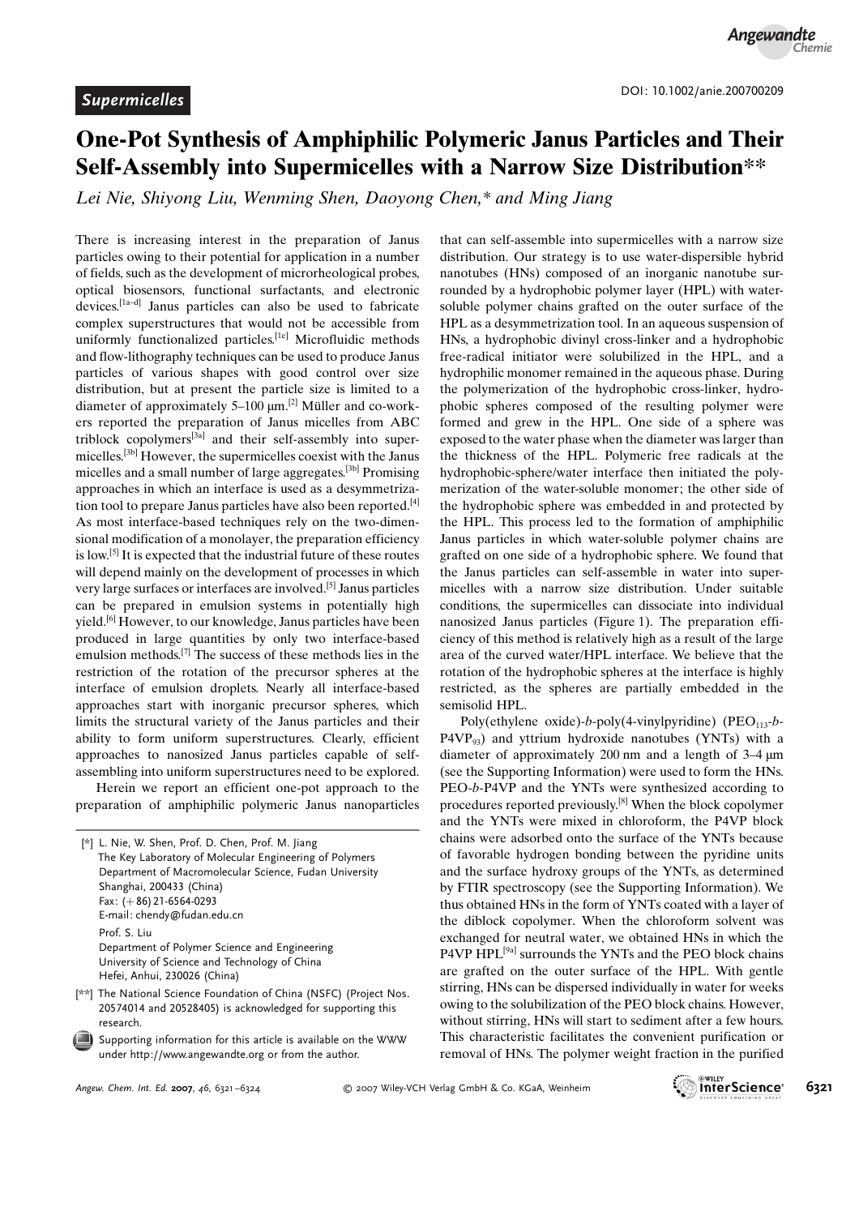*Supermicelles*

DOI: 10.1002/anie.200700209

# One-Pot Synthesis of Amphiphilic Polymeric Janus Particles and Their Self-Assembly into Supermicelles with a Narrow Size Distribution**

*Lei Nie, Shiyong Liu, Wenming Shen, Daoyong Chen,* and Ming Jiang*

There is increasing interest in the preparation of Janus particles owing to their potential for application in a number of fields, such as the development of microrheological probes, optical biosensors, functional surfactants, and electronic devices.[1a–d] Janus particles can also be used to fabricate complex superstructures that would not be accessible from uniformly functionalized particles.[1e] Microfluidic methods and flow-lithography techniques can be used to produce Janus particles of various shapes with good control over size distribution, but at present the particle size is limited to a diameter of approximately 5–100 μm.[2] Müller and co-workers reported the preparation of Janus micelles from ABC triblock copolymers[3a] and their self-assembly into supermicelles.[3b] However, the supermicelles coexist with the Janus micelles and a small number of large aggregates.[3b] Promising approaches in which an interface is used as a desymmetrization tool to prepare Janus particles have also been reported.[4] As most interface-based techniques rely on the two-dimensional modification of a monolayer, the preparation efficiency is low.[5] It is expected that the industrial future of these routes will depend mainly on the development of processes in which very large surfaces or interfaces are involved.[5] Janus particles can be prepared in emulsion systems in potentially high yield.[6] However, to our knowledge, Janus particles have been produced in large quantities by only two interface-based emulsion methods.[7] The success of these methods lies in the restriction of the rotation of the precursor spheres at the interface of emulsion droplets. Nearly all interface-based approaches start with inorganic precursor spheres, which limits the structural variety of the Janus particles and their ability to form uniform superstructures. Clearly, efficient approaches to nanosized Janus particles capable of self-assembling into uniform superstructures need to be explored.

Herein we report an efficient one-pot approach to the preparation of amphiphilic polymeric Janus nanoparticles that can self-assemble into supermicelles with a narrow size distribution. Our strategy is to use water-dispersible hybrid nanotubes (HNs) composed of an inorganic nanotube surrounded by a hydrophobic polymer layer (HPL) with water-soluble polymer chains grafted on the outer surface of the HPL as a desymmetrization tool. In an aqueous suspension of HNs, a hydrophobic divinyl cross-linker and a hydrophobic free-radical initiator were solubilized in the HPL, and a hydrophilic monomer remained in the aqueous phase. During the polymerization of the hydrophobic cross-linker, hydrophobic spheres composed of the resulting polymer were formed and grew in the HPL. One side of a sphere was exposed to the water phase when the diameter was larger than the thickness of the HPL. Polymeric free radicals at the hydrophobic-sphere/water interface then initiated the polymerization of the water-soluble monomer; the other side of the hydrophobic sphere was embedded in and protected by the HPL. This process led to the formation of amphiphilic Janus particles in which water-soluble polymer chains are grafted on one side of a hydrophobic sphere. We found that the Janus particles can self-assemble in water into supermicelles with a narrow size distribution. Under suitable conditions, the supermicelles can dissociate into individual nanosized Janus particles (Figure 1). The preparation efficiency of this method is relatively high as a result of the large area of the curved water/HPL interface. We believe that the rotation of the hydrophobic spheres at the interface is highly restricted, as the spheres are partially embedded in the semisolid HPL.

Poly(ethylene oxide)-*b*-poly(4-vinylpyridine) ($PEO_{113}$-*b*-$P4VP_{93}$) and yttrium hydroxide nanotubes (YNTs) with a diameter of approximately 200 nm and a length of 3–4 μm (see the Supporting Information) were used to form the HNs. PEO-*b*-P4VP and the YNTs were synthesized according to procedures reported previously.[8] When the block copolymer and the YNTs were mixed in chloroform, the P4VP block chains were adsorbed onto the surface of the YNTs because of favorable hydrogen bonding between the pyridine units and the surface hydroxy groups of the YNTs, as determined by FTIR spectroscopy (see the Supporting Information). We thus obtained HNs in the form of YNTs coated with a layer of the diblock copolymer. When the chloroform solvent was exchanged for neutral water, we obtained HNs in which the P4VP HPL[9a] surrounds the YNTs and the PEO block chains are grafted on the outer surface of the HPL. With gentle stirring, HNs can be dispersed individually in water for weeks owing to the solubilization of the PEO block chains. However, without stirring, HNs will start to sediment after a few hours. This characteristic facilitates the convenient purification or removal of HNs. The polymer weight fraction in the purified

[*] L. Nie, W. Shen, Prof. D. Chen, Prof. M. Jiang
The Key Laboratory of Molecular Engineering of Polymers
Department of Macromolecular Science, Fudan University
Shanghai, 200433 (China)
Fax: (+86) 21-6564-0293
E-mail: chendy@fudan.edu.cn

Prof. S. Liu
Department of Polymer Science and Engineering
University of Science and Technology of China
Hefei, Anhui, 230026 (China)

[**] The National Science Foundation of China (NSFC) (Project Nos. 20574014 and 20528405) is acknowledged for supporting this research.

Supporting information for this article is available on the WWW under http://www.angewandte.org or from the author.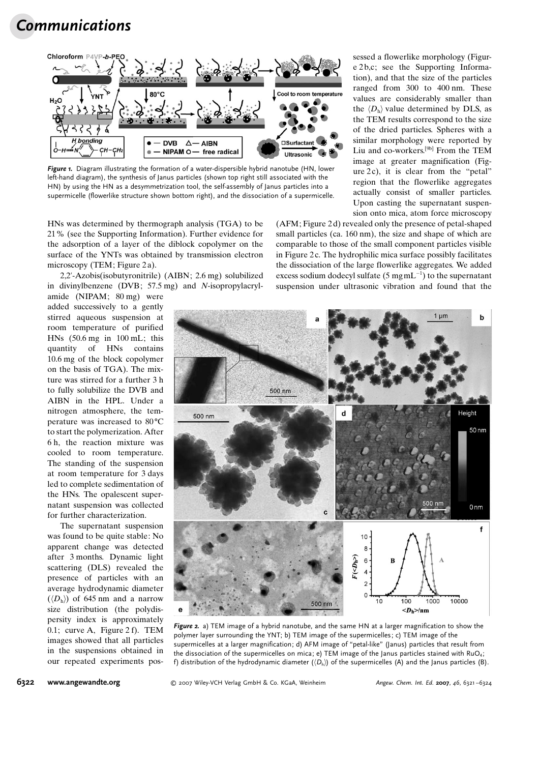*Figure 1.* Diagram illustrating the formation of a water-dispersible hybrid nanotube (HN, lower left-hand diagram), the synthesis of Janus particles (shown top right still associated with the HN) by using the HN as a desymmetrization tool, the self-assembly of Janus particles into a supermicelle (flowerlike structure shown bottom right), and the dissociation of a supermicelle.

HNs was determined by thermograph analysis (TGA) to be 21% (see the Supporting Information). Further evidence for the adsorption of a layer of the diblock copolymer on the surface of the YNTs was obtained by transmission electron microscopy (TEM; Figure 2a).

2,2′-Azobis(isobutyronitrile) (AIBN; 2.6 mg) solubilized in divinylbenzene (DVB; 57.5 mg) and *N*-isopropylacrylamide (NIPAM; 80 mg) were added successively to a gently stirred aqueous suspension at room temperature of purified HNs (50.6 mg in 100 mL; this quantity of HNs contains 10.6 mg of the block copolymer on the basis of TGA). The mixture was stirred for a further 3 h to fully solubilize the DVB and AIBN in the HPL. Under a nitrogen atmosphere, the temperature was increased to 80 °C to start the polymerization. After 6 h, the reaction mixture was cooled to room temperature. The standing of the suspension at room temperature for 3 days led to complete sedimentation of the HNs. The opalescent supernatant suspension was collected for further characterization.

The supernatant suspension was found to be quite stable: No apparent change was detected after 3 months. Dynamic light scattering (DLS) revealed the presence of particles with an average hydrodynamic diameter ($\langle D_h \rangle$) of 645 nm and a narrow size distribution (the polydispersity index is approximately 0.1; curve A, Figure 2f). TEM images showed that all particles in the suspensions obtained in our repeated experiments possessed a flowerlike morphology (Figure 2b,c; see the Supporting Information), and that the size of the particles ranged from 300 to 400 nm. These values are considerably smaller than the $\langle D_h \rangle$ value determined by DLS, as the TEM results correspond to the size of the dried particles. Spheres with a similar morphology were reported by Liu and co-workers.[9b] From the TEM image at greater magnification (Figure 2c), it is clear from the "petal" region that the flowerlike aggregates actually consist of smaller particles. Upon casting the supernatant suspension onto mica, atom force microscopy (AFM; Figure 2d) revealed only the presence of petal-shaped small particles (ca. 160 nm), the size and shape of which are comparable to those of the small component particles visible in Figure 2c. The hydrophilic mica surface possibly facilitates the dissociation of the large flowerlike aggregates. We added excess sodium dodecyl sulfate (5 mg mL$^{-1}$) to the supernatant suspension under ultrasonic vibration and found that the

*Figure 2.* a) TEM image of a hybrid nanotube, and the same HN at a larger magnification to show the polymer layer surrounding the YNT; b) TEM image of the supermicelles; c) TEM image of the supermicelles at a larger magnification; d) AFM image of "petal-like" (Janus) particles that result from the dissociation of the supermicelles on mica; e) TEM image of the Janus particles stained with $RuO_4$; f) distribution of the hydrodynamic diameter ($\langle D_h \rangle$) of the supermicelles (A) and the Janus particles (B).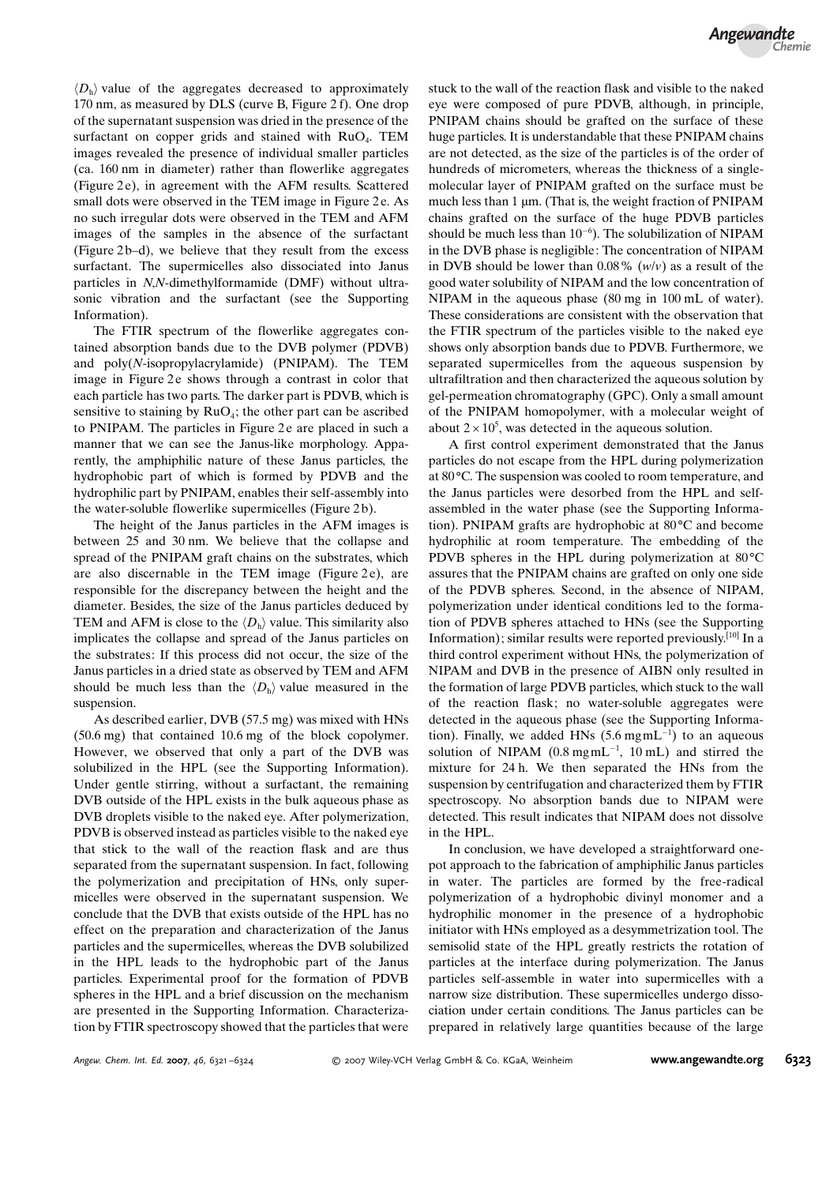$\langle D_h \rangle$ value of the aggregates decreased to approximately 170 nm, as measured by DLS (curve B, Figure 2 f). One drop of the supernatant suspension was dried in the presence of the surfactant on copper grids and stained with $RuO_4$. TEM images revealed the presence of individual smaller particles (ca. 160 nm in diameter) rather than flowerlike aggregates (Figure 2 e), in agreement with the AFM results. Scattered small dots were observed in the TEM image in Figure 2 e. As no such irregular dots were observed in the TEM and AFM images of the samples in the absence of the surfactant (Figure 2 b–d), we believe that they result from the excess surfactant. The supermicelles also dissociated into Janus particles in *N,N*-dimethylformamide (DMF) without ultrasonic vibration and the surfactant (see the Supporting Information).

The FTIR spectrum of the flowerlike aggregates contained absorption bands due to the DVB polymer (PDVB) and poly(*N*-isopropylacrylamide) (PNIPAM). The TEM image in Figure 2 e shows through a contrast in color that each particle has two parts. The darker part is PDVB, which is sensitive to staining by $RuO_4$; the other part can be ascribed to PNIPAM. The particles in Figure 2 e are placed in such a manner that we can see the Janus-like morphology. Apparently, the amphiphilic nature of these Janus particles, the hydrophobic part of which is formed by PDVB and the hydrophilic part by PNIPAM, enables their self-assembly into the water-soluble flowerlike supermicelles (Figure 2 b).

The height of the Janus particles in the AFM images is between 25 and 30 nm. We believe that the collapse and spread of the PNIPAM graft chains on the substrates, which are also discernable in the TEM image (Figure 2 e), are responsible for the discrepancy between the height and the diameter. Besides, the size of the Janus particles deduced by TEM and AFM is close to the $\langle D_h \rangle$ value. This similarity also implicates the collapse and spread of the Janus particles on the substrates: If this process did not occur, the size of the Janus particles in a dried state as observed by TEM and AFM should be much less than the $\langle D_h \rangle$ value measured in the suspension.

As described earlier, DVB (57.5 mg) was mixed with HNs (50.6 mg) that contained 10.6 mg of the block copolymer. However, we observed that only a part of the DVB was solubilized in the HPL (see the Supporting Information). Under gentle stirring, without a surfactant, the remaining DVB outside of the HPL exists in the bulk aqueous phase as DVB droplets visible to the naked eye. After polymerization, PDVB is observed instead as particles visible to the naked eye that stick to the wall of the reaction flask and are thus separated from the supernatant suspension. In fact, following the polymerization and precipitation of HNs, only supermicelles were observed in the supernatant suspension. We conclude that the DVB that exists outside of the HPL has no effect on the preparation and characterization of the Janus particles and the supermicelles, whereas the DVB solubilized in the HPL leads to the hydrophobic part of the Janus particles. Experimental proof for the formation of PDVB spheres in the HPL and a brief discussion on the mechanism are presented in the Supporting Information. Characterization by FTIR spectroscopy showed that the particles that were stuck to the wall of the reaction flask and visible to the naked eye were composed of pure PDVB, although, in principle, PNIPAM chains should be grafted on the surface of these huge particles. It is understandable that these PNIPAM chains are not detected, as the size of the particles is of the order of hundreds of micrometers, whereas the thickness of a single-molecular layer of PNIPAM grafted on the surface must be much less than 1 μm. (That is, the weight fraction of PNIPAM chains grafted on the surface of the huge PDVB particles should be much less than $10^{-6}$). The solubilization of NIPAM in the DVB phase is negligible: The concentration of NIPAM in DVB should be lower than 0.08% (*w*/*v*) as a result of the good water solubility of NIPAM and the low concentration of NIPAM in the aqueous phase (80 mg in 100 mL of water). These considerations are consistent with the observation that the FTIR spectrum of the particles visible to the naked eye shows only absorption bands due to PDVB. Furthermore, we separated supermicelles from the aqueous suspension by ultrafiltration and then characterized the aqueous solution by gel-permeation chromatography (GPC). Only a small amount of the PNIPAM homopolymer, with a molecular weight of about $2\times10^5$, was detected in the aqueous solution.

A first control experiment demonstrated that the Janus particles do not escape from the HPL during polymerization at 80 °C. The suspension was cooled to room temperature, and the Janus particles were desorbed from the HPL and self-assembled in the water phase (see the Supporting Information). PNIPAM grafts are hydrophobic at 80 °C and become hydrophilic at room temperature. The embedding of the PDVB spheres in the HPL during polymerization at 80 °C assures that the PNIPAM chains are grafted on only one side of the PDVB spheres. Second, in the absence of NIPAM, polymerization under identical conditions led to the formation of PDVB spheres attached to HNs (see the Supporting Information); similar results were reported previously.[10] In a third control experiment without HNs, the polymerization of NIPAM and DVB in the presence of AIBN only resulted in the formation of large PDVB particles, which stuck to the wall of the reaction flask; no water-soluble aggregates were detected in the aqueous phase (see the Supporting Information). Finally, we added HNs ($5.6\ \text{mg mL}^{-1}$) to an aqueous solution of NIPAM ($0.8\ \text{mg mL}^{-1}$, 10 mL) and stirred the mixture for 24 h. We then separated the HNs from the suspension by centrifugation and characterized them by FTIR spectroscopy. No absorption bands due to NIPAM were detected. This result indicates that NIPAM does not dissolve in the HPL.

In conclusion, we have developed a straightforward one-pot approach to the fabrication of amphiphilic Janus particles in water. The particles are formed by the free-radical polymerization of a hydrophobic divinyl monomer and a hydrophilic monomer in the presence of a hydrophobic initiator with HNs employed as a desymmetrization tool. The semisolid state of the HPL greatly restricts the rotation of particles at the interface during polymerization. The Janus particles self-assemble in water into supermicelles with a narrow size distribution. These supermicelles undergo dissociation under certain conditions. The Janus particles can be prepared in relatively large quantities because of the large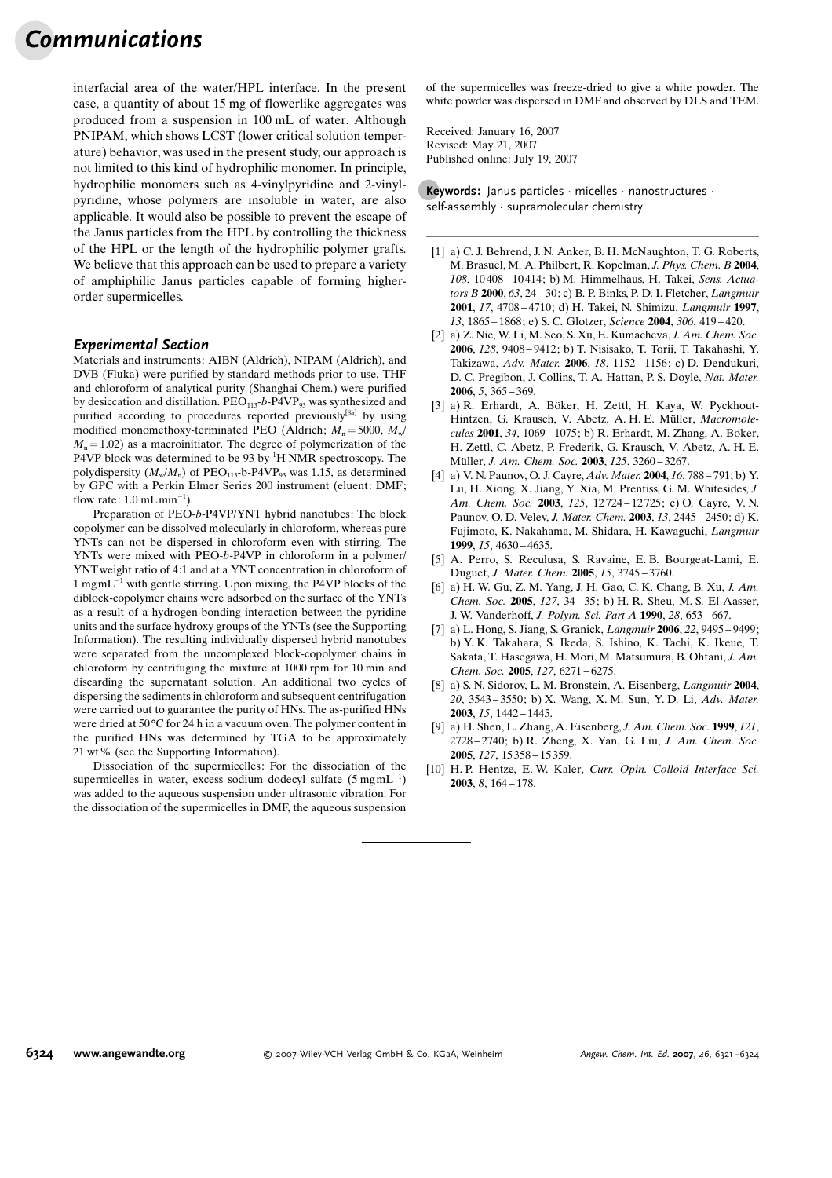interfacial area of the water/HPL interface. In the present case, a quantity of about 15 mg of flowerlike aggregates was produced from a suspension in 100 mL of water. Although PNIPAM, which shows LCST (lower critical solution temperature) behavior, was used in the present study, our approach is not limited to this kind of hydrophilic monomer. In principle, hydrophilic monomers such as 4-vinylpyridine and 2-vinylpyridine, whose polymers are insoluble in water, are also applicable. It would also be possible to prevent the escape of the Janus particles from the HPL by controlling the thickness of the HPL or the length of the hydrophilic polymer grafts. We believe that this approach can be used to prepare a variety of amphiphilic Janus particles capable of forming higher-order supermicelles.

## Experimental Section

Materials and instruments: AIBN (Aldrich), NIPAM (Aldrich), and DVB (Fluka) were purified by standard methods prior to use. THF and chloroform of analytical purity (Shanghai Chem.) were purified by desiccation and distillation. $PEO_{113}$-*b*-$P4VP_{93}$ was synthesized and purified according to procedures reported previously[8a] by using modified monomethoxy-terminated PEO (Aldrich; $M_n = 5000$, $M_w/M_n = 1.02$) as a macroinitiator. The degree of polymerization of the P4VP block was determined to be 93 by $^1$H NMR spectroscopy. The polydispersity ($M_w/M_n$) of $PEO_{113}$-b-$P4VP_{93}$ was 1.15, as determined by GPC with a Perkin Elmer Series 200 instrument (eluent: DMF; flow rate: 1.0 mL min$^{-1}$).

Preparation of PEO-*b*-P4VP/YNT hybrid nanotubes: The block copolymer can be dissolved molecularly in chloroform, whereas pure YNTs can not be dispersed in chloroform even with stirring. The YNTs were mixed with PEO-*b*-P4VP in chloroform in a polymer/YNT weight ratio of 4:1 and at a YNT concentration in chloroform of 1 mg mL$^{-1}$ with gentle stirring. Upon mixing, the P4VP blocks of the diblock-copolymer chains were adsorbed on the surface of the YNTs as a result of a hydrogen-bonding interaction between the pyridine units and the surface hydroxy groups of the YNTs (see the Supporting Information). The resulting individually dispersed hybrid nanotubes were separated from the uncomplexed block-copolymer chains in chloroform by centrifuging the mixture at 1000 rpm for 10 min and discarding the supernatant solution. An additional two cycles of dispersing the sediments in chloroform and subsequent centrifugation were carried out to guarantee the purity of HNs. The as-purified HNs were dried at 50 °C for 24 h in a vacuum oven. The polymer content in the purified HNs was determined by TGA to be approximately 21 wt % (see the Supporting Information).

Dissociation of the supermicelles: For the dissociation of the supermicelles in water, excess sodium dodecyl sulfate (5 mg mL$^{-1}$) was added to the aqueous suspension under ultrasonic vibration. For the dissociation of the supermicelles in DMF, the aqueous suspension of the supermicelles was freeze-dried to give a white powder. The white powder was dispersed in DMF and observed by DLS and TEM.

Received: January 16, 2007
Revised: May 21, 2007
Published online: July 19, 2007

**Keywords:** Janus particles · micelles · nanostructures · self-assembly · supramolecular chemistry

[1] a) C. J. Behrend, J. N. Anker, B. H. McNaughton, T. G. Roberts, M. Brasuel, M. A. Philbert, R. Kopelman, *J. Phys. Chem. B* **2004**, *108*, 10408 – 10414; b) M. Himmelhaus, H. Takei, *Sens. Actuators B* **2000**, *63*, 24 – 30; c) B. P. Binks, P. D. I. Fletcher, *Langmuir* **2001**, *17*, 4708 – 4710; d) H. Takei, N. Shimizu, *Langmuir* **1997**, *13*, 1865 – 1868; e) S. C. Glotzer, *Science* **2004**, *306*, 419 – 420.

[2] a) Z. Nie, W. Li, M. Seo, S. Xu, E. Kumacheva, *J. Am. Chem. Soc.* **2006**, *128*, 9408 – 9412; b) T. Nisisako, T. Torii, T. Takahashi, Y. Takizawa, *Adv. Mater.* **2006**, *18*, 1152 – 1156; c) D. Dendukuri, D. C. Pregibon, J. Collins, T. A. Hattan, P. S. Doyle, *Nat. Mater.* **2006**, *5*, 365 – 369.

[3] a) R. Erhardt, A. Böker, H. Zettl, H. Kaya, W. Pyckhout-Hintzen, G. Krausch, V. Abetz, A. H. E. Müller, *Macromolecules* **2001**, *34*, 1069 – 1075; b) R. Erhardt, M. Zhang, A. Böker, H. Zettl, C. Abetz, P. Frederik, G. Krausch, V. Abetz, A. H. E. Müller, *J. Am. Chem. Soc.* **2003**, *125*, 3260 – 3267.

[4] a) V. N. Paunov, O. J. Cayre, *Adv. Mater.* **2004**, *16*, 788 – 791; b) Y. Lu, H. Xiong, X. Jiang, Y. Xia, M. Prentiss, G. M. Whitesides, *J. Am. Chem. Soc.* **2003**, *125*, 12724 – 12725; c) O. Cayre, V. N. Paunov, O. D. Velev, *J. Mater. Chem.* **2003**, *13*, 2445 – 2450; d) K. Fujimoto, K. Nakahama, M. Shidara, H. Kawaguchi, *Langmuir* **1999**, *15*, 4630 – 4635.

[5] A. Perro, S. Reculusa, S. Ravaine, E. B. Bourgeat-Lami, E. Duguet, *J. Mater. Chem.* **2005**, *15*, 3745 – 3760.

[6] a) H. W. Gu, Z. M. Yang, J. H. Gao, C. K. Chang, B. Xu, *J. Am. Chem. Soc.* **2005**, *127*, 34 – 35; b) H. R. Sheu, M. S. El-Aasser, J. W. Vanderhoff, *J. Polym. Sci. Part A* **1990**, *28*, 653 – 667.

[7] a) L. Hong, S. Jiang, S. Granick, *Langmuir* **2006**, *22*, 9495 – 9499; b) Y. K. Takahara, S. Ikeda, S. Ishino, K. Tachi, K. Ikeue, T. Sakata, T. Hasegawa, H. Mori, M. Matsumura, B. Ohtani, *J. Am. Chem. Soc.* **2005**, *127*, 6271 – 6275.

[8] a) S. N. Sidorov, L. M. Bronstein, A. Eisenberg, *Langmuir* **2004**, *20*, 3543 – 3550; b) X. Wang, X. M. Sun, Y. D. Li, *Adv. Mater.* **2003**, *15*, 1442 – 1445.

[9] a) H. Shen, L. Zhang, A. Eisenberg, *J. Am. Chem. Soc.* **1999**, *121*, 2728 – 2740; b) R. Zheng, X. Yan, G. Liu, *J. Am. Chem. Soc.* **2005**, *127*, 15358 – 15359.

[10] H. P. Hentze, E. W. Kaler, *Curr. Opin. Colloid Interface Sci.* **2003**, *8*, 164 – 178.